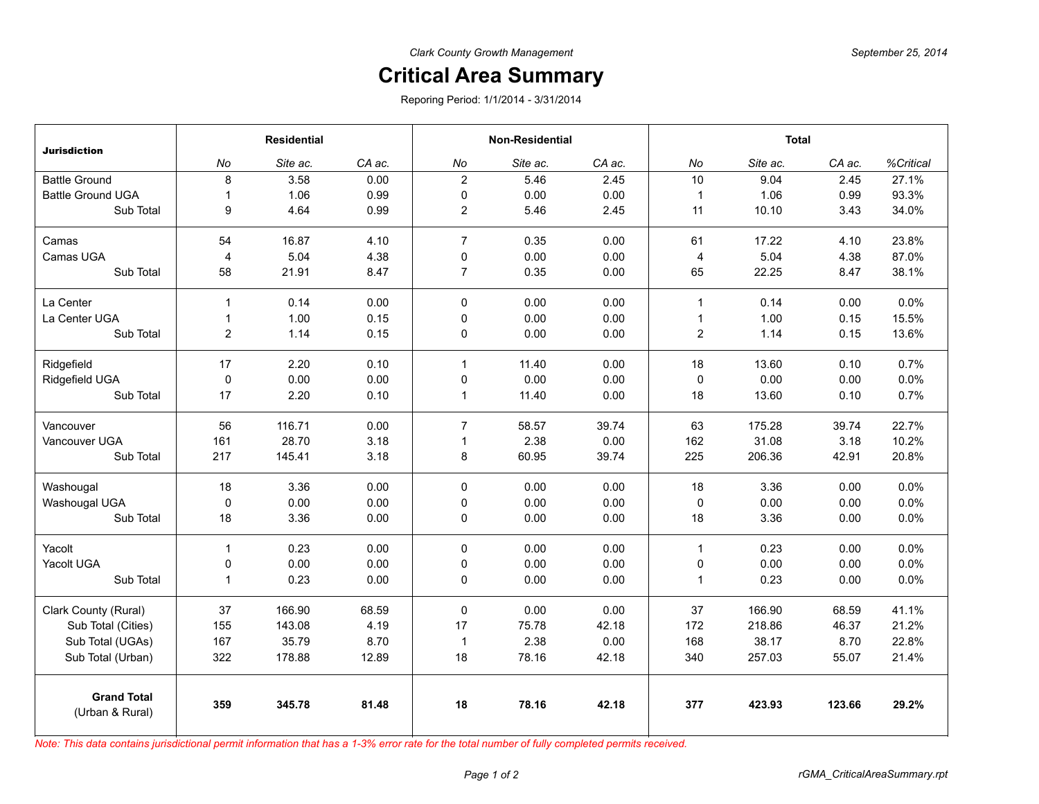*Clark County Growth Management*

*September 25, 2014*

# Critical Area Summary

Reporing Period: 1/1/2014 - 3/31/2014

| Jurisdiction | Residential | | | Non-Residential | | | Total | | | |
|---|---|---|---|---|---|---|---|---|---|---|
| | *No* | *Site ac.* | *CA ac.* | *No* | *Site ac.* | *CA ac.* | *No* | *Site ac.* | *CA ac.* | *%Critical* |
| Battle Ground | 8 | 3.58 | 0.00 | 2 | 5.46 | 2.45 | 10 | 9.04 | 2.45 | 27.1% |
| Battle Ground UGA | 1 | 1.06 | 0.99 | 0 | 0.00 | 0.00 | 1 | 1.06 | 0.99 | 93.3% |
| Sub Total | 9 | 4.64 | 0.99 | 2 | 5.46 | 2.45 | 11 | 10.10 | 3.43 | 34.0% |
| Camas | 54 | 16.87 | 4.10 | 7 | 0.35 | 0.00 | 61 | 17.22 | 4.10 | 23.8% |
| Camas UGA | 4 | 5.04 | 4.38 | 0 | 0.00 | 0.00 | 4 | 5.04 | 4.38 | 87.0% |
| Sub Total | 58 | 21.91 | 8.47 | 7 | 0.35 | 0.00 | 65 | 22.25 | 8.47 | 38.1% |
| La Center | 1 | 0.14 | 0.00 | 0 | 0.00 | 0.00 | 1 | 0.14 | 0.00 | 0.0% |
| La Center UGA | 1 | 1.00 | 0.15 | 0 | 0.00 | 0.00 | 1 | 1.00 | 0.15 | 15.5% |
| Sub Total | 2 | 1.14 | 0.15 | 0 | 0.00 | 0.00 | 2 | 1.14 | 0.15 | 13.6% |
| Ridgefield | 17 | 2.20 | 0.10 | 1 | 11.40 | 0.00 | 18 | 13.60 | 0.10 | 0.7% |
| Ridgefield UGA | 0 | 0.00 | 0.00 | 0 | 0.00 | 0.00 | 0 | 0.00 | 0.00 | 0.0% |
| Sub Total | 17 | 2.20 | 0.10 | 1 | 11.40 | 0.00 | 18 | 13.60 | 0.10 | 0.7% |
| Vancouver | 56 | 116.71 | 0.00 | 7 | 58.57 | 39.74 | 63 | 175.28 | 39.74 | 22.7% |
| Vancouver UGA | 161 | 28.70 | 3.18 | 1 | 2.38 | 0.00 | 162 | 31.08 | 3.18 | 10.2% |
| Sub Total | 217 | 145.41 | 3.18 | 8 | 60.95 | 39.74 | 225 | 206.36 | 42.91 | 20.8% |
| Washougal | 18 | 3.36 | 0.00 | 0 | 0.00 | 0.00 | 18 | 3.36 | 0.00 | 0.0% |
| Washougal UGA | 0 | 0.00 | 0.00 | 0 | 0.00 | 0.00 | 0 | 0.00 | 0.00 | 0.0% |
| Sub Total | 18 | 3.36 | 0.00 | 0 | 0.00 | 0.00 | 18 | 3.36 | 0.00 | 0.0% |
| Yacolt | 1 | 0.23 | 0.00 | 0 | 0.00 | 0.00 | 1 | 0.23 | 0.00 | 0.0% |
| Yacolt UGA | 0 | 0.00 | 0.00 | 0 | 0.00 | 0.00 | 0 | 0.00 | 0.00 | 0.0% |
| Sub Total | 1 | 0.23 | 0.00 | 0 | 0.00 | 0.00 | 1 | 0.23 | 0.00 | 0.0% |
| Clark County (Rural) | 37 | 166.90 | 68.59 | 0 | 0.00 | 0.00 | 37 | 166.90 | 68.59 | 41.1% |
| Sub Total (Cities) | 155 | 143.08 | 4.19 | 17 | 75.78 | 42.18 | 172 | 218.86 | 46.37 | 21.2% |
| Sub Total (UGAs) | 167 | 35.79 | 8.70 | 1 | 2.38 | 0.00 | 168 | 38.17 | 8.70 | 22.8% |
| Sub Total (Urban) | 322 | 178.88 | 12.89 | 18 | 78.16 | 42.18 | 340 | 257.03 | 55.07 | 21.4% |
| **Grand Total** (Urban & Rural) | **359** | **345.78** | **81.48** | **18** | **78.16** | **42.18** | **377** | **423.93** | **123.66** | **29.2%** |

*Note: This data contains jurisdictional permit information that has a 1-3% error rate for the total number of fully completed permits received.*

rGMA_CriticalAreaSummary.rpt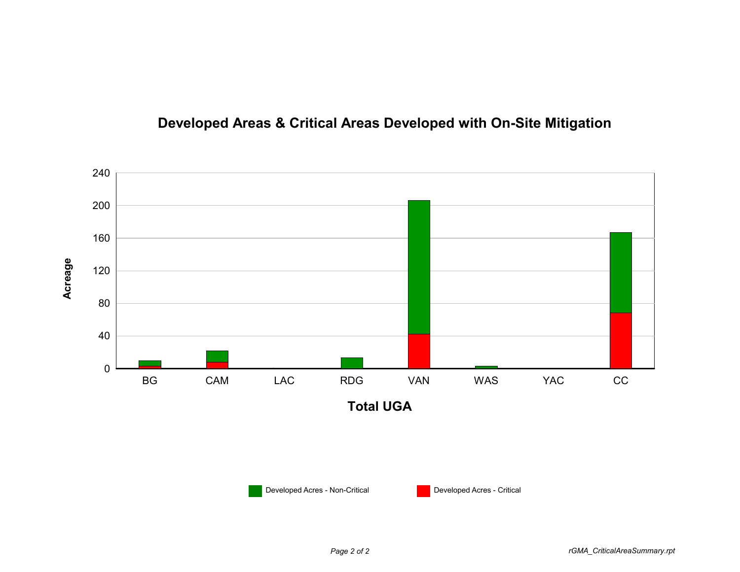## Developed Areas & Critical Areas Developed with On-Site Mitigation

Acreage

240
200
160
120
80
40
0

BG CAM LAC RDG VAN WAS YAC CC

**Total UGA**

Developed Acres - Non-Critical

Developed Acres - Critical

*rGMA_CriticalAreaSummary.rpt*